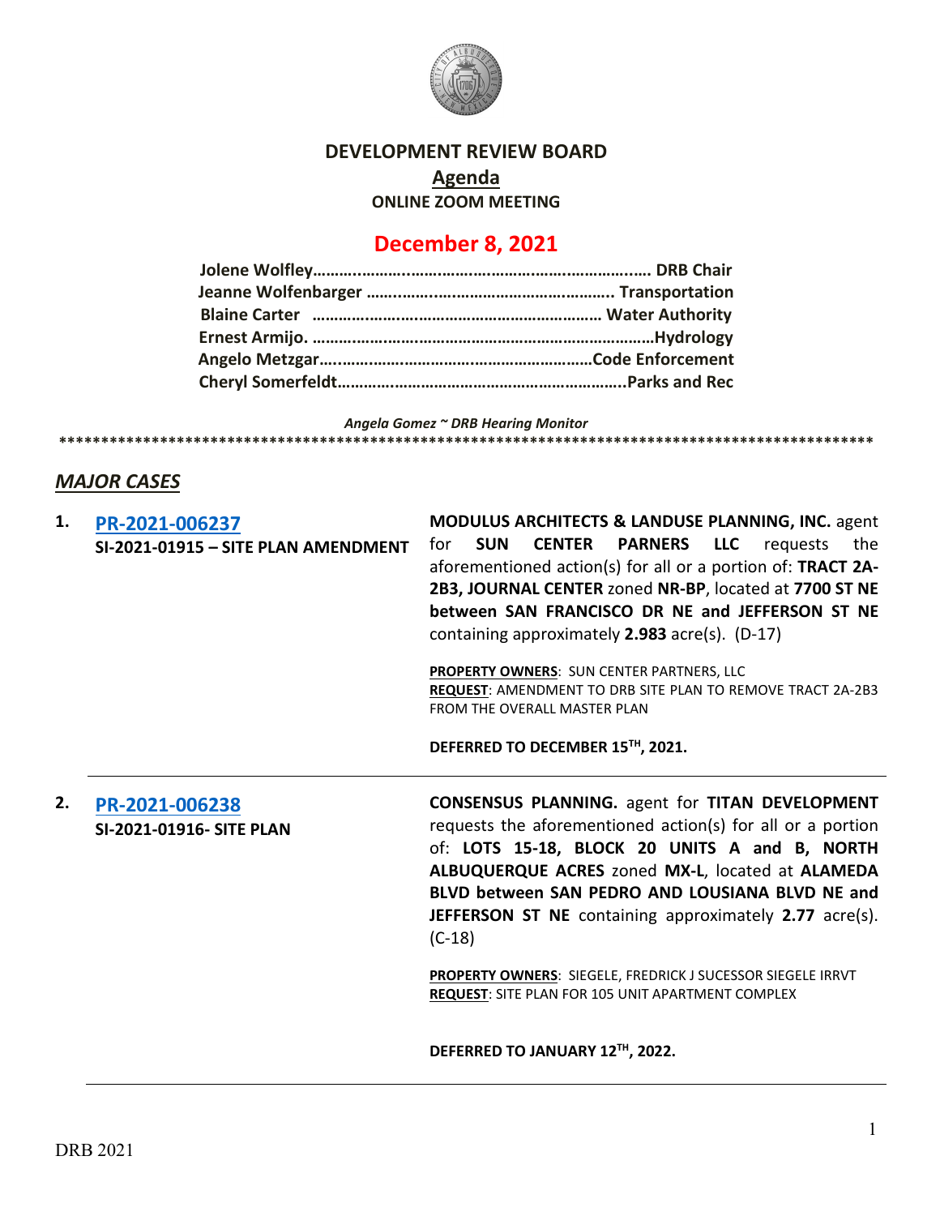# DEVELOPMENT REVIEW BOARD

## Agenda

**ONLINE ZOOM MEETING**

## December 8, 2021

**Jolene Wolfley……………………………………………………………… DRB Chair**
**Jeanne Wolfenbarger ………………………………………………… Transportation**
**Blaine Carter ………………………………………………………… Water Authority**
**Ernest Armijo. ……………………………………………………………………Hydrology**
**Angelo Metzgar……………………………………………………………Code Enforcement**
**Cheryl Somerfeldt……………………………………………………………..Parks and Rec**

*Angela Gomez ~ DRB Hearing Monitor*

****************************************************************************************************

## *MAJOR CASES*

**1.** **PR-2021-006237**
**SI-2021-01915 – SITE PLAN AMENDMENT**

**MODULUS ARCHITECTS & LANDUSE PLANNING, INC.** agent for **SUN CENTER PARNERS LLC** requests the aforementioned action(s) for all or a portion of: **TRACT 2A-2B3, JOURNAL CENTER** zoned **NR-BP**, located at **7700 ST NE between SAN FRANCISCO DR NE and JEFFERSON ST NE** containing approximately **2.983** acre(s). (D-17)

**PROPERTY OWNERS**: SUN CENTER PARTNERS, LLC
**REQUEST**: AMENDMENT TO DRB SITE PLAN TO REMOVE TRACT 2A-2B3 FROM THE OVERALL MASTER PLAN

**DEFERRED TO DECEMBER 15TH, 2021.**

---

**2.** **PR-2021-006238**
**SI-2021-01916- SITE PLAN**

**CONSENSUS PLANNING.** agent for **TITAN DEVELOPMENT** requests the aforementioned action(s) for all or a portion of: **LOTS 15-18, BLOCK 20 UNITS A and B, NORTH ALBUQUERQUE ACRES** zoned **MX-L**, located at **ALAMEDA BLVD between SAN PEDRO AND LOUSIANA BLVD NE and JEFFERSON ST NE** containing approximately **2.77** acre(s). (C-18)

**PROPERTY OWNERS**: SIEGELE, FREDRICK J SUCESSOR SIEGELE IRRVT
**REQUEST**: SITE PLAN FOR 105 UNIT APARTMENT COMPLEX

**DEFERRED TO JANUARY 12TH, 2022.**

---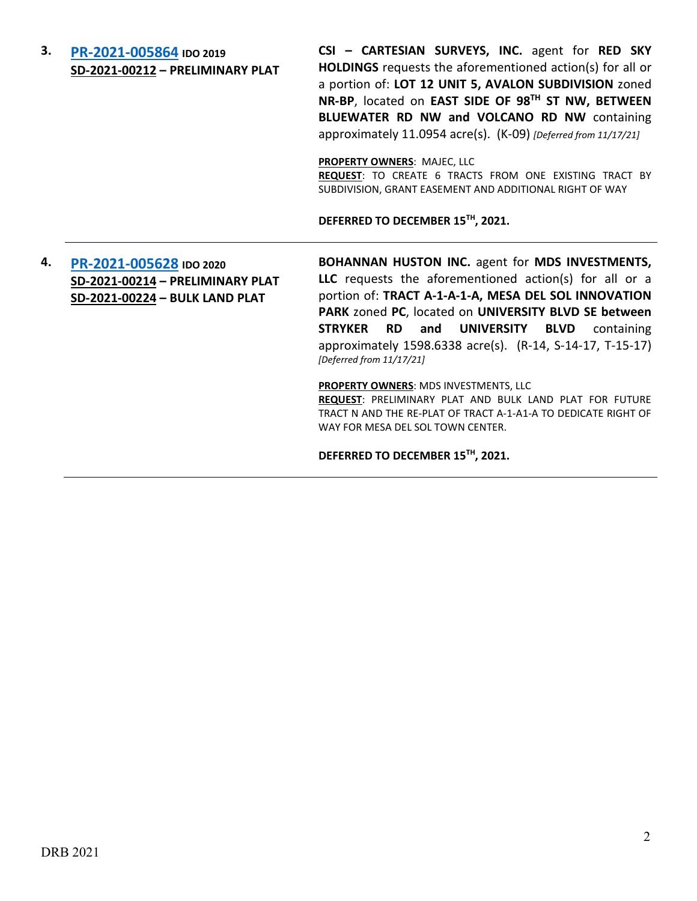3. **PR-2021-005864** **IDO 2019**
**SD-2021-00212 – PRELIMINARY PLAT**

**CSI – CARTESIAN SURVEYS, INC.** agent for **RED SKY HOLDINGS** requests the aforementioned action(s) for all or a portion of: **LOT 12 UNIT 5, AVALON SUBDIVISION** zoned **NR-BP**, located on **EAST SIDE OF 98TH ST NW, BETWEEN BLUEWATER RD NW and VOLCANO RD NW** containing approximately 11.0954 acre(s). (K-09) *[Deferred from 11/17/21]*

**PROPERTY OWNERS**: MAJEC, LLC
**REQUEST**: TO CREATE 6 TRACTS FROM ONE EXISTING TRACT BY SUBDIVISION, GRANT EASEMENT AND ADDITIONAL RIGHT OF WAY

**DEFERRED TO DECEMBER 15TH, 2021.**

---

4. **PR-2021-005628** **IDO 2020**
**SD-2021-00214 – PRELIMINARY PLAT**
**SD-2021-00224 – BULK LAND PLAT**

**BOHANNAN HUSTON INC.** agent for **MDS INVESTMENTS, LLC** requests the aforementioned action(s) for all or a portion of: **TRACT A-1-A-1-A, MESA DEL SOL INNOVATION PARK** zoned **PC**, located on **UNIVERSITY BLVD SE between STRYKER RD and UNIVERSITY BLVD** containing approximately 1598.6338 acre(s). (R-14, S-14-17, T-15-17) *[Deferred from 11/17/21]*

**PROPERTY OWNERS**: MDS INVESTMENTS, LLC
**REQUEST**: PRELIMINARY PLAT AND BULK LAND PLAT FOR FUTURE TRACT N AND THE RE-PLAT OF TRACT A-1-A1-A TO DEDICATE RIGHT OF WAY FOR MESA DEL SOL TOWN CENTER.

**DEFERRED TO DECEMBER 15TH, 2021.**

---

DRB 2021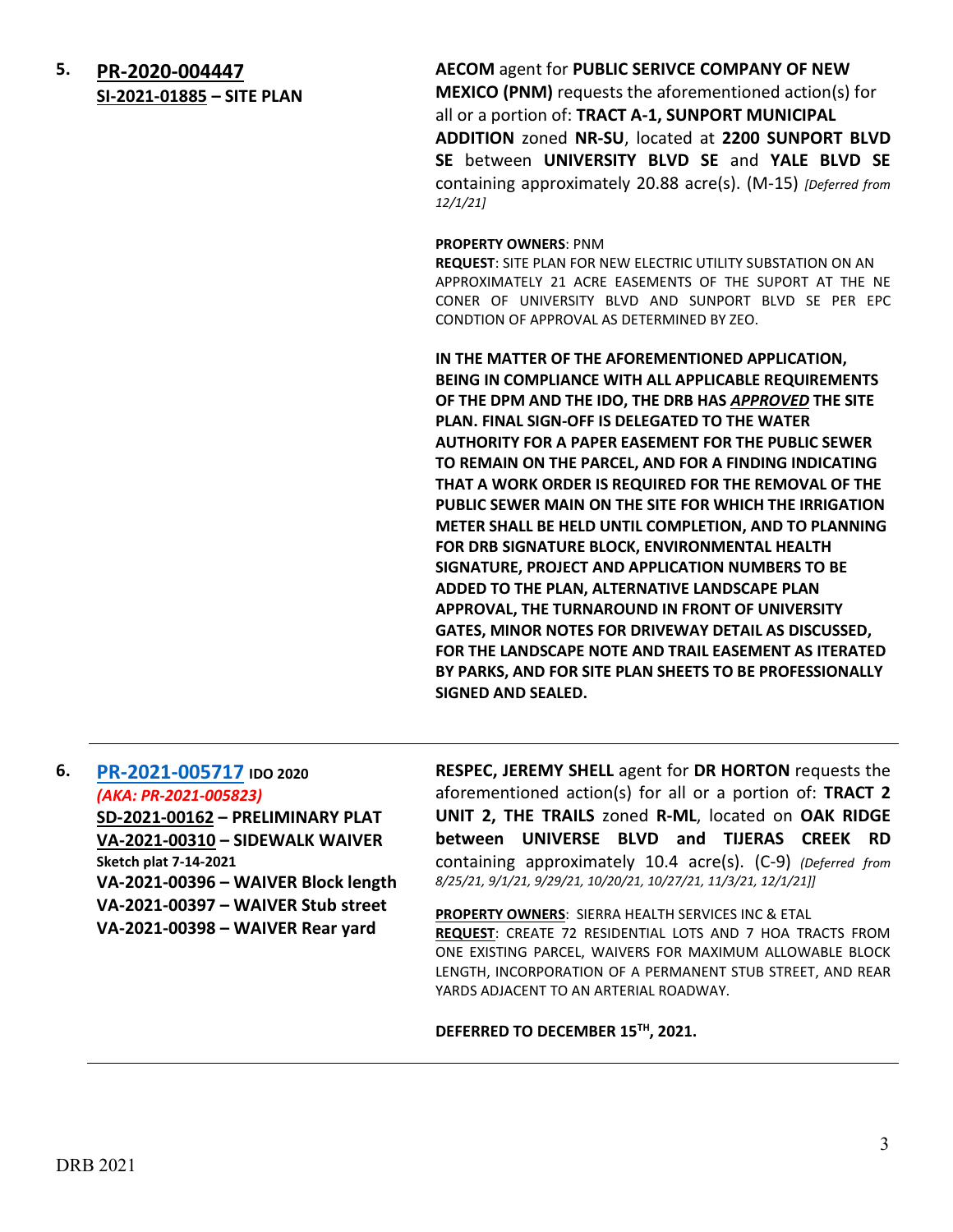**5.** **PR-2020-004447**
**SI-2021-01885 – SITE PLAN**

**AECOM** agent for **PUBLIC SERIVCE COMPANY OF NEW MEXICO (PNM)** requests the aforementioned action(s) for all or a portion of: **TRACT A-1, SUNPORT MUNICIPAL ADDITION** zoned **NR-SU**, located at **2200 SUNPORT BLVD SE** between **UNIVERSITY BLVD SE** and **YALE BLVD SE** containing approximately 20.88 acre(s). (M-15) *[Deferred from 12/1/21]*

**PROPERTY OWNERS**: PNM
**REQUEST**: SITE PLAN FOR NEW ELECTRIC UTILITY SUBSTATION ON AN APPROXIMATELY 21 ACRE EASEMENTS OF THE SUPORT AT THE NE CONER OF UNIVERSITY BLVD AND SUNPORT BLVD SE PER EPC CONDTION OF APPROVAL AS DETERMINED BY ZEO.

**IN THE MATTER OF THE AFOREMENTIONED APPLICATION, BEING IN COMPLIANCE WITH ALL APPLICABLE REQUIREMENTS OF THE DPM AND THE IDO, THE DRB HAS *APPROVED* THE SITE PLAN. FINAL SIGN-OFF IS DELEGATED TO THE WATER AUTHORITY FOR A PAPER EASEMENT FOR THE PUBLIC SEWER TO REMAIN ON THE PARCEL, AND FOR A FINDING INDICATING THAT A WORK ORDER IS REQUIRED FOR THE REMOVAL OF THE PUBLIC SEWER MAIN ON THE SITE FOR WHICH THE IRRIGATION METER SHALL BE HELD UNTIL COMPLETION, AND TO PLANNING FOR DRB SIGNATURE BLOCK, ENVIRONMENTAL HEALTH SIGNATURE, PROJECT AND APPLICATION NUMBERS TO BE ADDED TO THE PLAN, ALTERNATIVE LANDSCAPE PLAN APPROVAL, THE TURNAROUND IN FRONT OF UNIVERSITY GATES, MINOR NOTES FOR DRIVEWAY DETAIL AS DISCUSSED, FOR THE LANDSCAPE NOTE AND TRAIL EASEMENT AS ITERATED BY PARKS, AND FOR SITE PLAN SHEETS TO BE PROFESSIONALLY SIGNED AND SEALED.**

---

**6.** **PR-2021-005717** **IDO 2020**
*(AKA: PR-2021-005823)*
**SD-2021-00162 – PRELIMINARY PLAT**
**VA-2021-00310 – SIDEWALK WAIVER**
**Sketch plat 7-14-2021**
**VA-2021-00396 – WAIVER Block length**
**VA-2021-00397 – WAIVER Stub street**
**VA-2021-00398 – WAIVER Rear yard**

**RESPEC, JEREMY SHELL** agent for **DR HORTON** requests the aforementioned action(s) for all or a portion of: **TRACT 2 UNIT 2, THE TRAILS** zoned **R-ML**, located on **OAK RIDGE between UNIVERSE BLVD and TIJERAS CREEK RD** containing approximately 10.4 acre(s). (C-9) *(Deferred from 8/25/21, 9/1/21, 9/29/21, 10/20/21, 10/27/21, 11/3/21, 12/1/21]]*

**PROPERTY OWNERS**: SIERRA HEALTH SERVICES INC & ETAL
**REQUEST**: CREATE 72 RESIDENTIAL LOTS AND 7 HOA TRACTS FROM ONE EXISTING PARCEL, WAIVERS FOR MAXIMUM ALLOWABLE BLOCK LENGTH, INCORPORATION OF A PERMANENT STUB STREET, AND REAR YARDS ADJACENT TO AN ARTERIAL ROADWAY.

**DEFERRED TO DECEMBER 15TH, 2021.**

---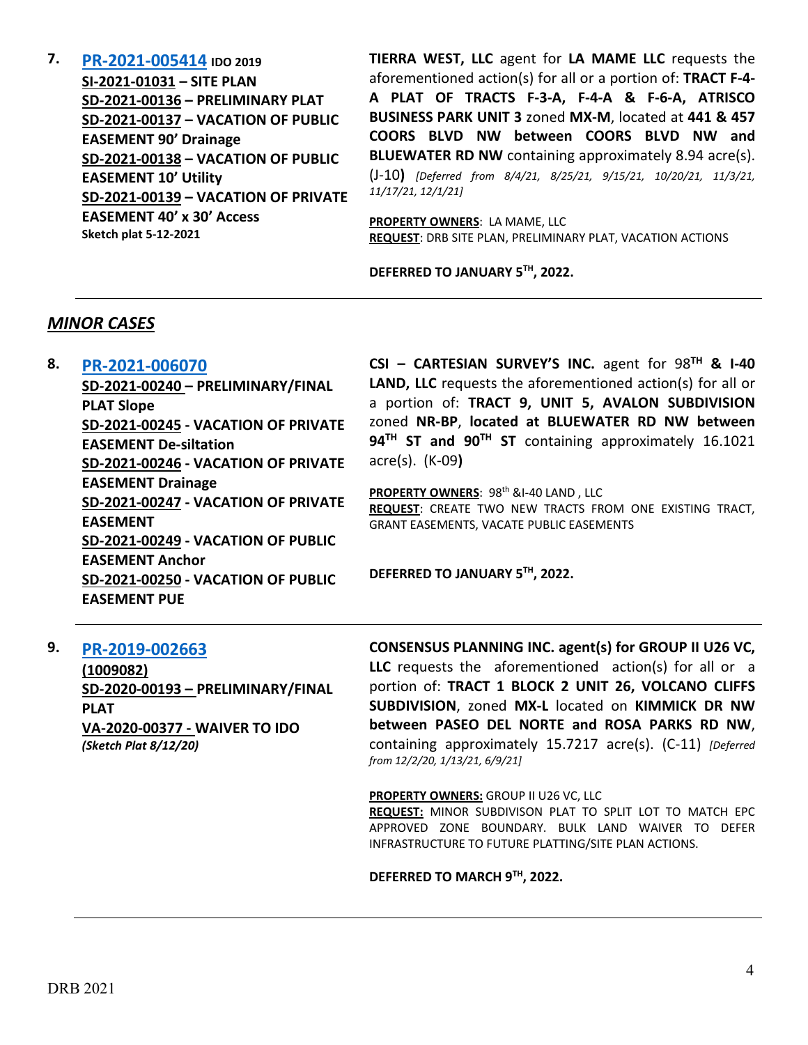**7.** **[PR-2021-005414](#) IDO 2019**
**SI-2021-01031 – SITE PLAN**
**SD-2021-00136 – PRELIMINARY PLAT**
**SD-2021-00137 – VACATION OF PUBLIC EASEMENT 90' Drainage**
**SD-2021-00138 – VACATION OF PUBLIC EASEMENT 10' Utility**
**SD-2021-00139 – VACATION OF PRIVATE EASEMENT 40' x 30' Access**
**Sketch plat 5-12-2021**

**TIERRA WEST, LLC** agent for **LA MAME LLC** requests the aforementioned action(s) for all or a portion of: **TRACT F-4-A PLAT OF TRACTS F-3-A, F-4-A & F-6-A, ATRISCO BUSINESS PARK UNIT 3** zoned **MX-M**, located at **441 & 457 COORS BLVD NW between COORS BLVD NW and BLUEWATER RD NW** containing approximately 8.94 acre(s). (J-10**)** *[Deferred from 8/4/21, 8/25/21, 9/15/21, 10/20/21, 11/3/21, 11/17/21, 12/1/21]*

**PROPERTY OWNERS**: LA MAME, LLC
**REQUEST**: DRB SITE PLAN, PRELIMINARY PLAT, VACATION ACTIONS

**DEFERRED TO JANUARY 5TH, 2022.**

---

## *MINOR CASES*

**8.** **[PR-2021-006070](#)**
**SD-2021-00240 – PRELIMINARY/FINAL PLAT Slope**
**SD-2021-00245 - VACATION OF PRIVATE EASEMENT De-siltation**
**SD-2021-00246 - VACATION OF PRIVATE EASEMENT Drainage**
**SD-2021-00247 - VACATION OF PRIVATE EASEMENT**
**SD-2021-00249 - VACATION OF PUBLIC EASEMENT Anchor**
**SD-2021-00250 - VACATION OF PUBLIC EASEMENT PUE**

**CSI – CARTESIAN SURVEY'S INC.** agent for **98TH & I-40 LAND, LLC** requests the aforementioned action(s) for all or a portion of: **TRACT 9, UNIT 5, AVALON SUBDIVISION** zoned **NR-BP**, **located at BLUEWATER RD NW between 94TH ST and 90TH ST** containing approximately 16.1021 acre(s). (K-09**)**

**PROPERTY OWNERS**: 98th &I-40 LAND , LLC
**REQUEST**: CREATE TWO NEW TRACTS FROM ONE EXISTING TRACT, GRANT EASEMENTS, VACATE PUBLIC EASEMENTS

**DEFERRED TO JANUARY 5TH, 2022.**

---

**9.** **[PR-2019-002663](#)**
**(1009082)**
**SD-2020-00193 – PRELIMINARY/FINAL PLAT**
**VA-2020-00377 - WAIVER TO IDO**
***(Sketch Plat 8/12/20)***

**CONSENSUS PLANNING INC. agent(s) for GROUP II U26 VC, LLC** requests the aforementioned action(s) for all or a portion of: **TRACT 1 BLOCK 2 UNIT 26, VOLCANO CLIFFS SUBDIVISION**, zoned **MX-L** located on **KIMMICK DR NW between PASEO DEL NORTE and ROSA PARKS RD NW**, containing approximately 15.7217 acre(s). (C-11) *[Deferred from 12/2/20, 1/13/21, 6/9/21]*

**PROPERTY OWNERS:** GROUP II U26 VC, LLC
**REQUEST:** MINOR SUBDIVSON PLAT TO SPLIT LOT TO MATCH EPC APPROVED ZONE BOUNDARY. BULK LAND WAIVER TO DEFER INFRASTRUCTURE TO FUTURE PLATTING/SITE PLAN ACTIONS.

**DEFERRED TO MARCH 9TH, 2022.**

---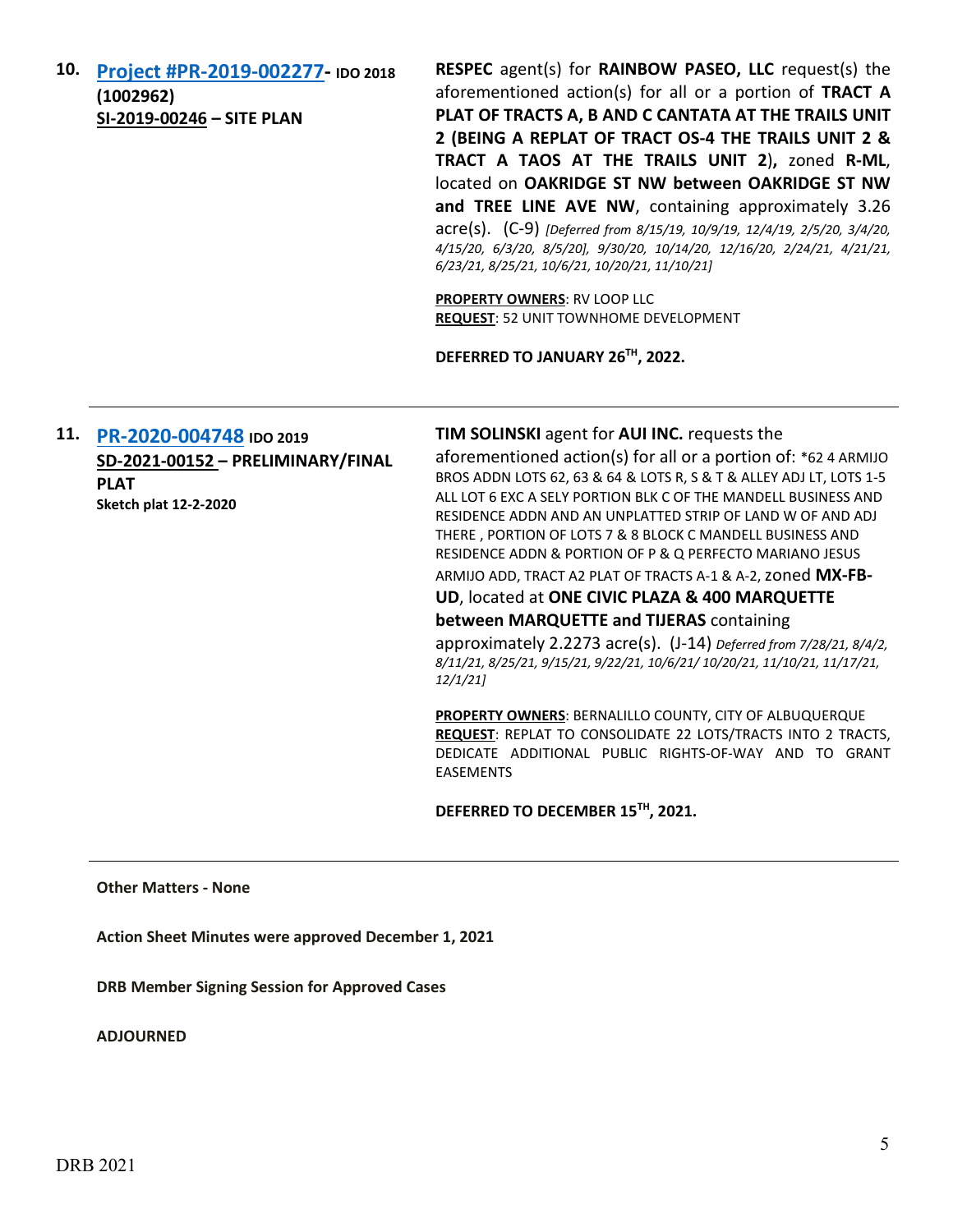**10. [Project #PR-2019-002277](#)- IDO 2018 (1002962)**
**SI-2019-00246 – SITE PLAN**

**RESPEC** agent(s) for **RAINBOW PASEO, LLC** request(s) the aforementioned action(s) for all or a portion of **TRACT A PLAT OF TRACTS A, B AND C CANTATA AT THE TRAILS UNIT 2 (BEING A REPLAT OF TRACT OS-4 THE TRAILS UNIT 2 & TRACT A TAOS AT THE TRAILS UNIT 2),** zoned **R-ML**, located on **OAKRIDGE ST NW between OAKRIDGE ST NW and TREE LINE AVE NW**, containing approximately 3.26 acre(s). (C-9) *[Deferred from 8/15/19, 10/9/19, 12/4/19, 2/5/20, 3/4/20, 4/15/20, 6/3/20, 8/5/20], 9/30/20, 10/14/20, 12/16/20, 2/24/21, 4/21/21, 6/23/21, 8/25/21, 10/6/21, 10/20/21, 11/10/21]*

**PROPERTY OWNERS**: RV LOOP LLC
**REQUEST**: 52 UNIT TOWNHOME DEVELOPMENT

**DEFERRED TO JANUARY 26TH, 2022.**

---

**11. [PR-2020-004748](#) IDO 2019**
**SD-2021-00152 – PRELIMINARY/FINAL PLAT**
**Sketch plat 12-2-2020**

**TIM SOLINSKI** agent for **AUI INC.** requests the aforementioned action(s) for all or a portion of: *62 4 ARMIJO BROS ADDN LOTS 62, 63 & 64 & LOTS R, S & T & ALLEY ADJ LT, LOTS 1-5 ALL LOT 6 EXC A SELY PORTION BLK C OF THE MANDELL BUSINESS AND RESIDENCE ADDN AND AN UNPLATTED STRIP OF LAND W OF AND ADJ THERE , PORTION OF LOTS 7 & 8 BLOCK C MANDELL BUSINESS AND RESIDENCE ADDN & PORTION OF P & Q PERFECTO MARIANO JESUS ARMIJO ADD, TRACT A2 PLAT OF TRACTS A-1 & A-2, zoned **MX-FB-UD**, located at **ONE CIVIC PLAZA & 400 MARQUETTE between MARQUETTE and TIJERAS** containing approximately 2.2273 acre(s). (J-14) *Deferred from 7/28/21, 8/4/2, 8/11/21, 8/25/21, 9/15/21, 9/22/21, 10/6/21/ 10/20/21, 11/10/21, 11/17/21, 12/1/21]*

**PROPERTY OWNERS**: BERNALILLO COUNTY, CITY OF ALBUQUERQUE
**REQUEST**: REPLAT TO CONSOLIDATE 22 LOTS/TRACTS INTO 2 TRACTS, DEDICATE ADDITIONAL PUBLIC RIGHTS-OF-WAY AND TO GRANT EASEMENTS

**DEFERRED TO DECEMBER 15TH, 2021.**

---

**Other Matters - None**

**Action Sheet Minutes were approved December 1, 2021**

**DRB Member Signing Session for Approved Cases**

**ADJOURNED**